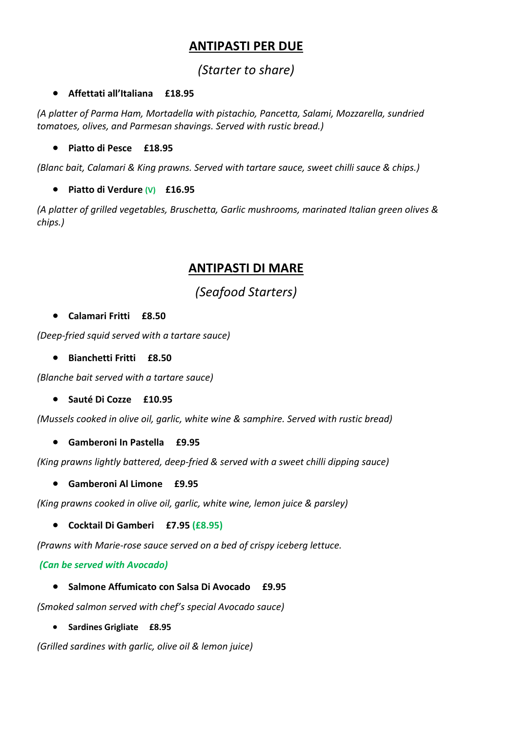## ANTIPASTI PER DUE

*(Starter to share)*

- **Affettati all'Italiana £18.95**

*(A platter of Parma Ham, Mortadella with pistachio, Pancetta, Salami, Mozzarella, sundried tomatoes, olives, and Parmesan shavings. Served with rustic bread.)*

- **Piatto di Pesce £18.95**

*(Blanc bait, Calamari & King prawns. Served with tartare sauce, sweet chilli sauce & chips.)*

- **Piatto di Verdure (V) £16.95**

*(A platter of grilled vegetables, Bruschetta, Garlic mushrooms, marinated Italian green olives & chips.)*

## ANTIPASTI DI MARE

*(Seafood Starters)*

- **Calamari Fritti £8.50**

*(Deep-fried squid served with a tartare sauce)*

- **Bianchetti Fritti £8.50**

*(Blanche bait served with a tartare sauce)*

- **Sauté Di Cozze £10.95**

*(Mussels cooked in olive oil, garlic, white wine & samphire. Served with rustic bread)*

- **Gamberoni In Pastella £9.95**

*(King prawns lightly battered, deep-fried & served with a sweet chilli dipping sauce)*

- **Gamberoni Al Limone £9.95**

*(King prawns cooked in olive oil, garlic, white wine, lemon juice & parsley)*

- **Cocktail Di Gamberi £7.95 (£8.95)**

*(Prawns with Marie-rose sauce served on a bed of crispy iceberg lettuce.*

***(Can be served with Avocado)***

- **Salmone Affumicato con Salsa Di Avocado £9.95**

*(Smoked salmon served with chef's special Avocado sauce)*

- **Sardines Grigliate £8.95**

*(Grilled sardines with garlic, olive oil & lemon juice)*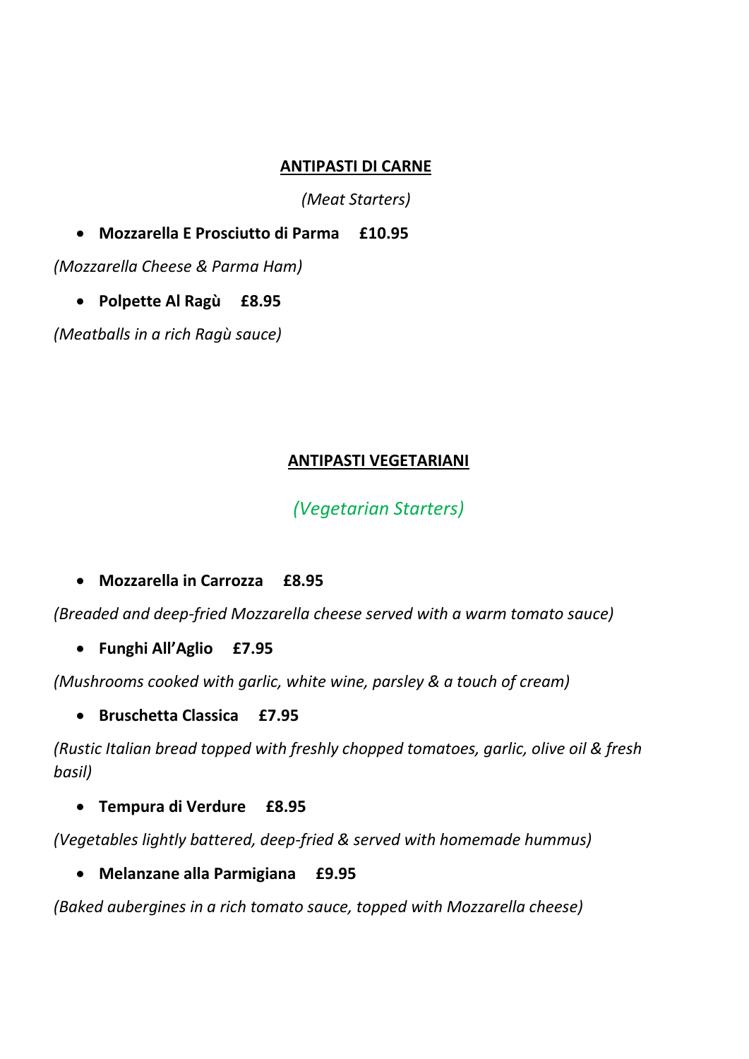## ANTIPASTI DI CARNE

*(Meat Starters)*

- **Mozzarella E Prosciutto di Parma £10.95**

*(Mozzarella Cheese & Parma Ham)*

- **Polpette Al Ragù £8.95**

*(Meatballs in a rich Ragù sauce)*

## ANTIPASTI VEGETARIANI

*(Vegetarian Starters)*

- **Mozzarella in Carrozza £8.95**

*(Breaded and deep-fried Mozzarella cheese served with a warm tomato sauce)*

- **Funghi All'Aglio £7.95**

*(Mushrooms cooked with garlic, white wine, parsley & a touch of cream)*

- **Bruschetta Classica £7.95**

*(Rustic Italian bread topped with freshly chopped tomatoes, garlic, olive oil & fresh basil)*

- **Tempura di Verdure £8.95**

*(Vegetables lightly battered, deep-fried & served with homemade hummus)*

- **Melanzane alla Parmigiana £9.95**

*(Baked aubergines in a rich tomato sauce, topped with Mozzarella cheese)*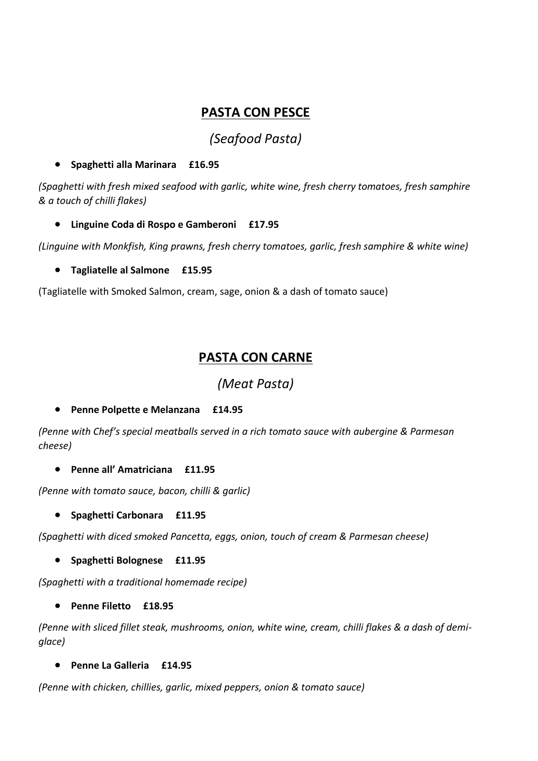## PASTA CON PESCE

*(Seafood Pasta)*

- **Spaghetti alla Marinara  £16.95**

*(Spaghetti with fresh mixed seafood with garlic, white wine, fresh cherry tomatoes, fresh samphire & a touch of chilli flakes)*

- **Linguine Coda di Rospo e Gamberoni  £17.95**

*(Linguine with Monkfish, King prawns, fresh cherry tomatoes, garlic, fresh samphire & white wine)*

- **Tagliatelle al Salmone  £15.95**

(Tagliatelle with Smoked Salmon, cream, sage, onion & a dash of tomato sauce)

## PASTA CON CARNE

*(Meat Pasta)*

- **Penne Polpette e Melanzana  £14.95**

*(Penne with Chef's special meatballs served in a rich tomato sauce with aubergine & Parmesan cheese)*

- **Penne all' Amatriciana  £11.95**

*(Penne with tomato sauce, bacon, chilli & garlic)*

- **Spaghetti Carbonara  £11.95**

*(Spaghetti with diced smoked Pancetta, eggs, onion, touch of cream & Parmesan cheese)*

- **Spaghetti Bolognese  £11.95**

*(Spaghetti with a traditional homemade recipe)*

- **Penne Filetto  £18.95**

*(Penne with sliced fillet steak, mushrooms, onion, white wine, cream, chilli flakes & a dash of demi-glace)*

- **Penne La Galleria  £14.95**

*(Penne with chicken, chillies, garlic, mixed peppers, onion & tomato sauce)*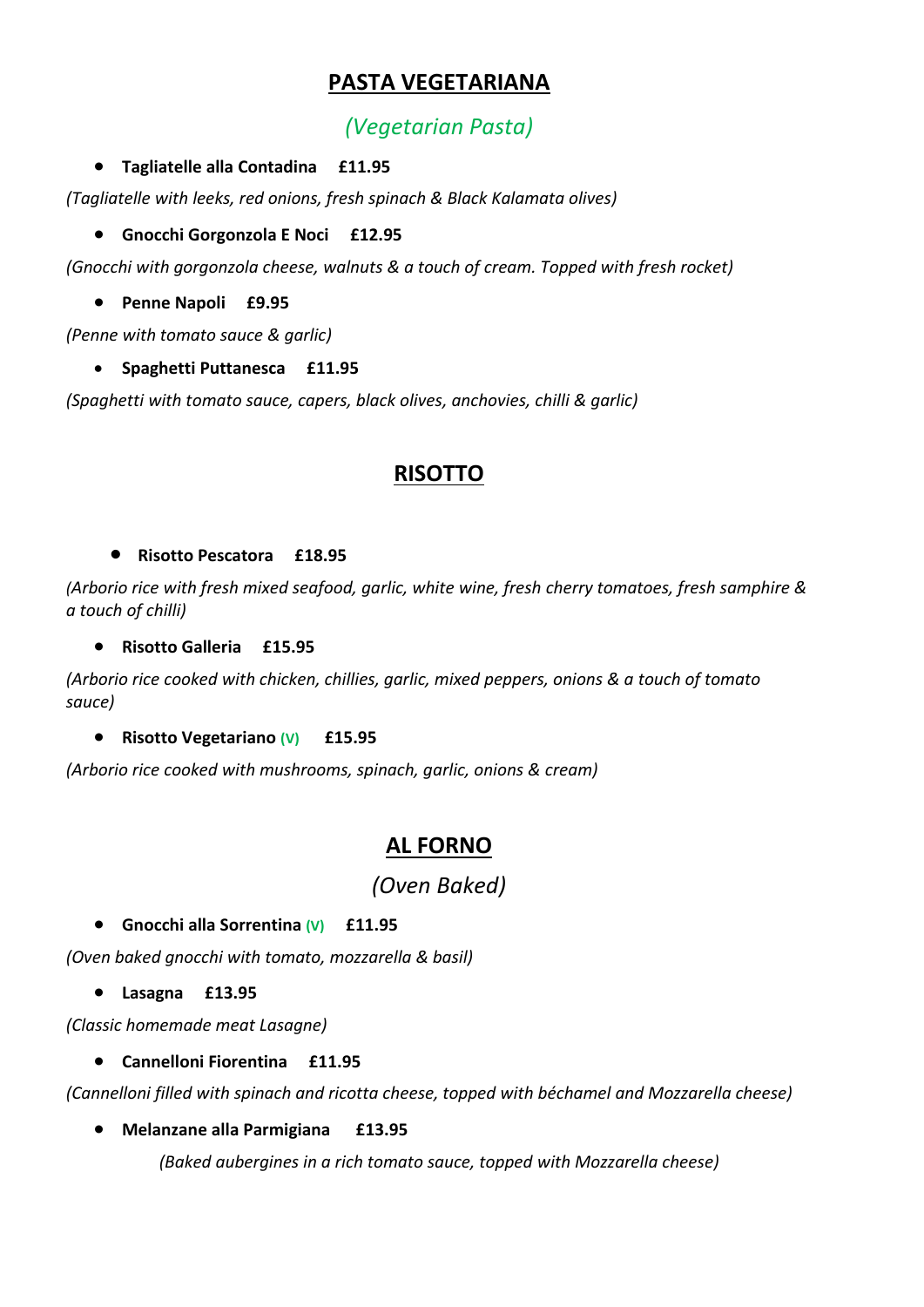## PASTA VEGETARIANA

*(Vegetarian Pasta)*

- **Tagliatelle alla Contadina     £11.95**

*(Tagliatelle with leeks, red onions, fresh spinach & Black Kalamata olives)*

- **Gnocchi Gorgonzola E Noci     £12.95**

*(Gnocchi with gorgonzola cheese, walnuts & a touch of cream. Topped with fresh rocket)*

- **Penne Napoli     £9.95**

*(Penne with tomato sauce & garlic)*

- **Spaghetti Puttanesca     £11.95**

*(Spaghetti with tomato sauce, capers, black olives, anchovies, chilli & garlic)*

## RISOTTO

- **Risotto Pescatora     £18.95**

*(Arborio rice with fresh mixed seafood, garlic, white wine, fresh cherry tomatoes, fresh samphire & a touch of chilli)*

- **Risotto Galleria     £15.95**

*(Arborio rice cooked with chicken, chillies, garlic, mixed peppers, onions & a touch of tomato sauce)*

- **Risotto Vegetariano** (V)     **£15.95**

*(Arborio rice cooked with mushrooms, spinach, garlic, onions & cream)*

## AL FORNO

*(Oven Baked)*

- **Gnocchi alla Sorrentina** (V)     **£11.95**

*(Oven baked gnocchi with tomato, mozzarella & basil)*

- **Lasagna     £13.95**

*(Classic homemade meat Lasagne)*

- **Cannelloni Fiorentina     £11.95**

*(Cannelloni filled with spinach and ricotta cheese, topped with béchamel and Mozzarella cheese)*

- **Melanzane alla Parmigiana     £13.95**

*(Baked aubergines in a rich tomato sauce, topped with Mozzarella cheese)*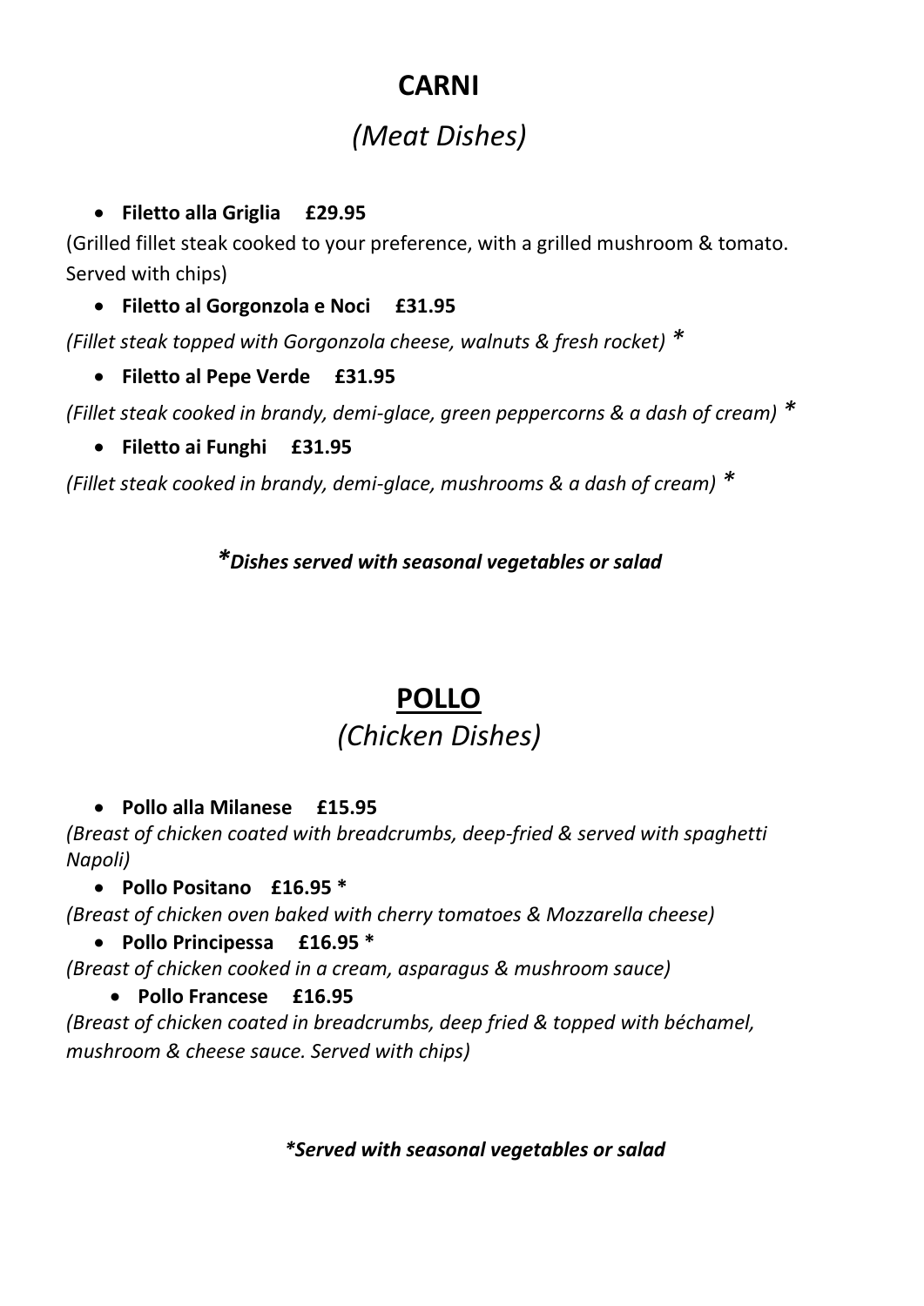# CARNI

## *(Meat Dishes)*

- **Filetto alla Griglia £29.95**

(Grilled fillet steak cooked to your preference, with a grilled mushroom & tomato. Served with chips)

- **Filetto al Gorgonzola e Noci £31.95**

*(Fillet steak topped with Gorgonzola cheese, walnuts & fresh rocket)* *

- **Filetto al Pepe Verde £31.95**

*(Fillet steak cooked in brandy, demi-glace, green peppercorns & a dash of cream)* *

- **Filetto ai Funghi £31.95**

*(Fillet steak cooked in brandy, demi-glace, mushrooms & a dash of cream)* *

***Dishes served with seasonal vegetables or salad**

# POLLO

## *(Chicken Dishes)*

- **Pollo alla Milanese £15.95**

*(Breast of chicken coated with breadcrumbs, deep-fried & served with spaghetti Napoli)*

- **Pollo Positano £16.95 ***

*(Breast of chicken oven baked with cherry tomatoes & Mozzarella cheese)*

- **Pollo Principessa £16.95 ***

*(Breast of chicken cooked in a cream, asparagus & mushroom sauce)*

- **Pollo Francese £16.95**

*(Breast of chicken coated in breadcrumbs, deep fried & topped with béchamel, mushroom & cheese sauce. Served with chips)*

***Served with seasonal vegetables or salad**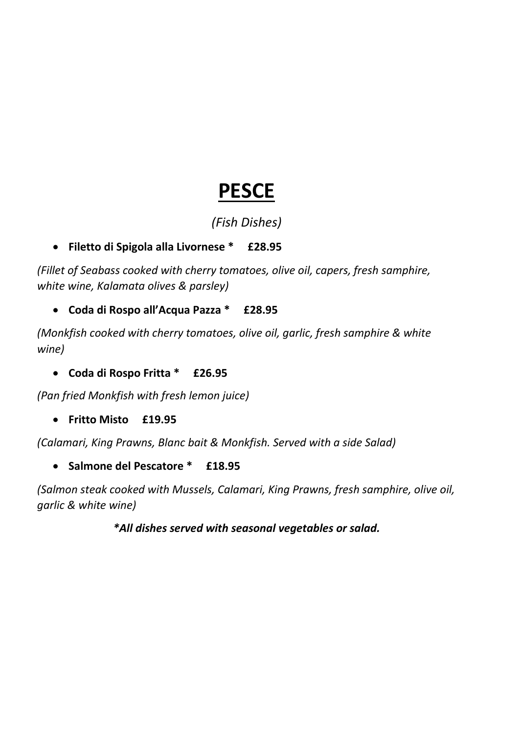# PESCE

*(Fish Dishes)*

- **Filetto di Spigola alla Livornese * £28.95**

*(Fillet of Seabass cooked with cherry tomatoes, olive oil, capers, fresh samphire, white wine, Kalamata olives & parsley)*

- **Coda di Rospo all'Acqua Pazza * £28.95**

*(Monkfish cooked with cherry tomatoes, olive oil, garlic, fresh samphire & white wine)*

- **Coda di Rospo Fritta * £26.95**

*(Pan fried Monkfish with fresh lemon juice)*

- **Fritto Misto £19.95**

*(Calamari, King Prawns, Blanc bait & Monkfish. Served with a side Salad)*

- **Salmone del Pescatore * £18.95**

*(Salmon steak cooked with Mussels, Calamari, King Prawns, fresh samphire, olive oil, garlic & white wine)*

***All dishes served with seasonal vegetables or salad.***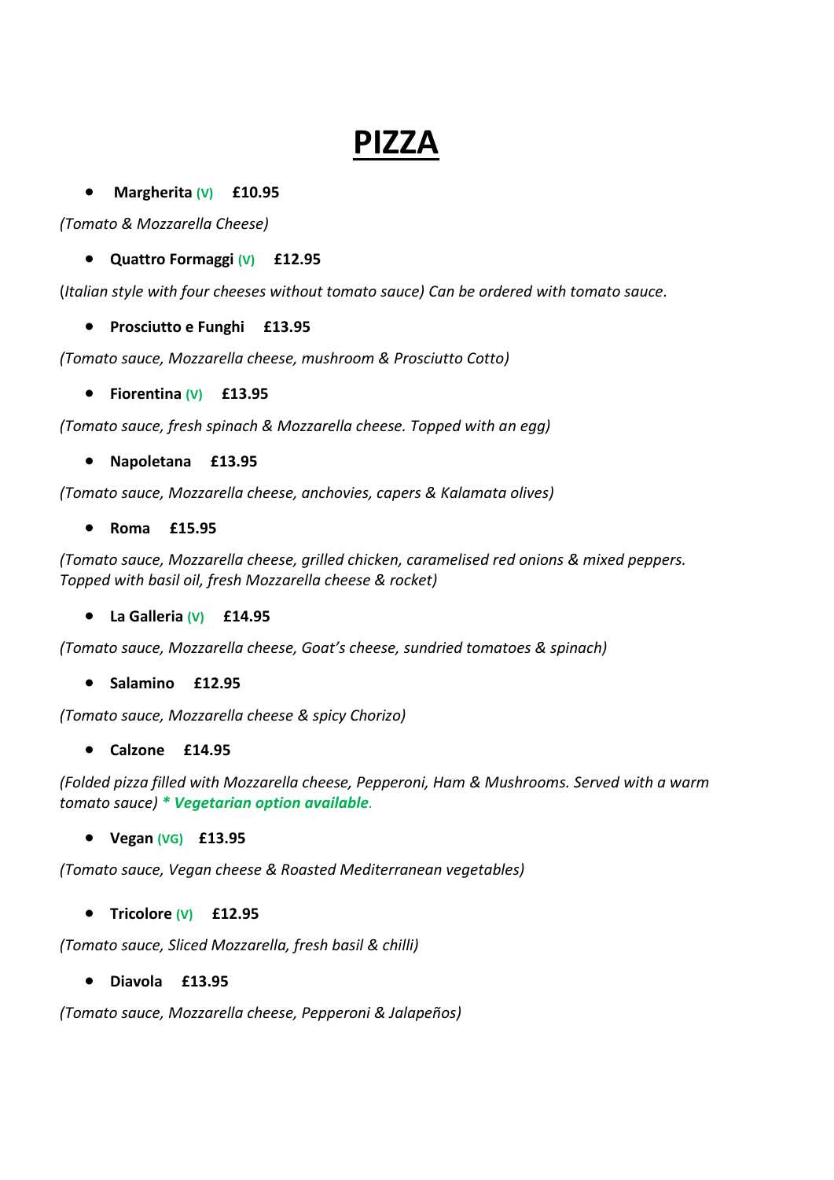# PIZZA

- **Margherita** (V) **£10.95**

*(Tomato & Mozzarella Cheese)*

- **Quattro Formaggi** (V) **£12.95**

(*Italian style with four cheeses without tomato sauce) Can be ordered with tomato sauce.*

- **Prosciutto e Funghi** **£13.95**

*(Tomato sauce, Mozzarella cheese, mushroom & Prosciutto Cotto)*

- **Fiorentina** (V) **£13.95**

*(Tomato sauce, fresh spinach & Mozzarella cheese. Topped with an egg)*

- **Napoletana** **£13.95**

*(Tomato sauce, Mozzarella cheese, anchovies, capers & Kalamata olives)*

- **Roma** **£15.95**

*(Tomato sauce, Mozzarella cheese, grilled chicken, caramelised red onions & mixed peppers. Topped with basil oil, fresh Mozzarella cheese & rocket)*

- **La Galleria** (V) **£14.95**

*(Tomato sauce, Mozzarella cheese, Goat's cheese, sundried tomatoes & spinach)*

- **Salamino** **£12.95**

*(Tomato sauce, Mozzarella cheese & spicy Chorizo)*

- **Calzone** **£14.95**

*(Folded pizza filled with Mozzarella cheese, Pepperoni, Ham & Mushrooms. Served with a warm tomato sauce)* ***\* Vegetarian option available.***

- **Vegan** (VG) **£13.95**

*(Tomato sauce, Vegan cheese & Roasted Mediterranean vegetables)*

- **Tricolore** (V) **£12.95**

*(Tomato sauce, Sliced Mozzarella, fresh basil & chilli)*

- **Diavola** **£13.95**

*(Tomato sauce, Mozzarella cheese, Pepperoni & Jalapeños)*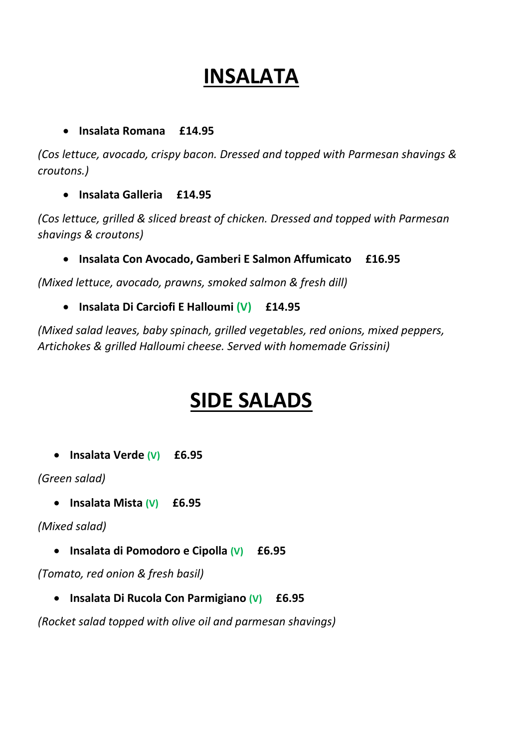# INSALATA

- **Insalata Romana     £14.95**

*(Cos lettuce, avocado, crispy bacon. Dressed and topped with Parmesan shavings & croutons.)*

- **Insalata Galleria     £14.95**

*(Cos lettuce, grilled & sliced breast of chicken. Dressed and topped with Parmesan shavings & croutons)*

- **Insalata Con Avocado, Gamberi E Salmon Affumicato     £16.95**

*(Mixed lettuce, avocado, prawns, smoked salmon & fresh dill)*

- **Insalata Di Carciofi E Halloumi (V)     £14.95**

*(Mixed salad leaves, baby spinach, grilled vegetables, red onions, mixed peppers, Artichokes & grilled Halloumi cheese. Served with homemade Grissini)*

# SIDE SALADS

- **Insalata Verde (V)     £6.95**

*(Green salad)*

- **Insalata Mista (V)     £6.95**

*(Mixed salad)*

- **Insalata di Pomodoro e Cipolla (V)     £6.95**

*(Tomato, red onion & fresh basil)*

- **Insalata Di Rucola Con Parmigiano (V)     £6.95**

*(Rocket salad topped with olive oil and parmesan shavings)*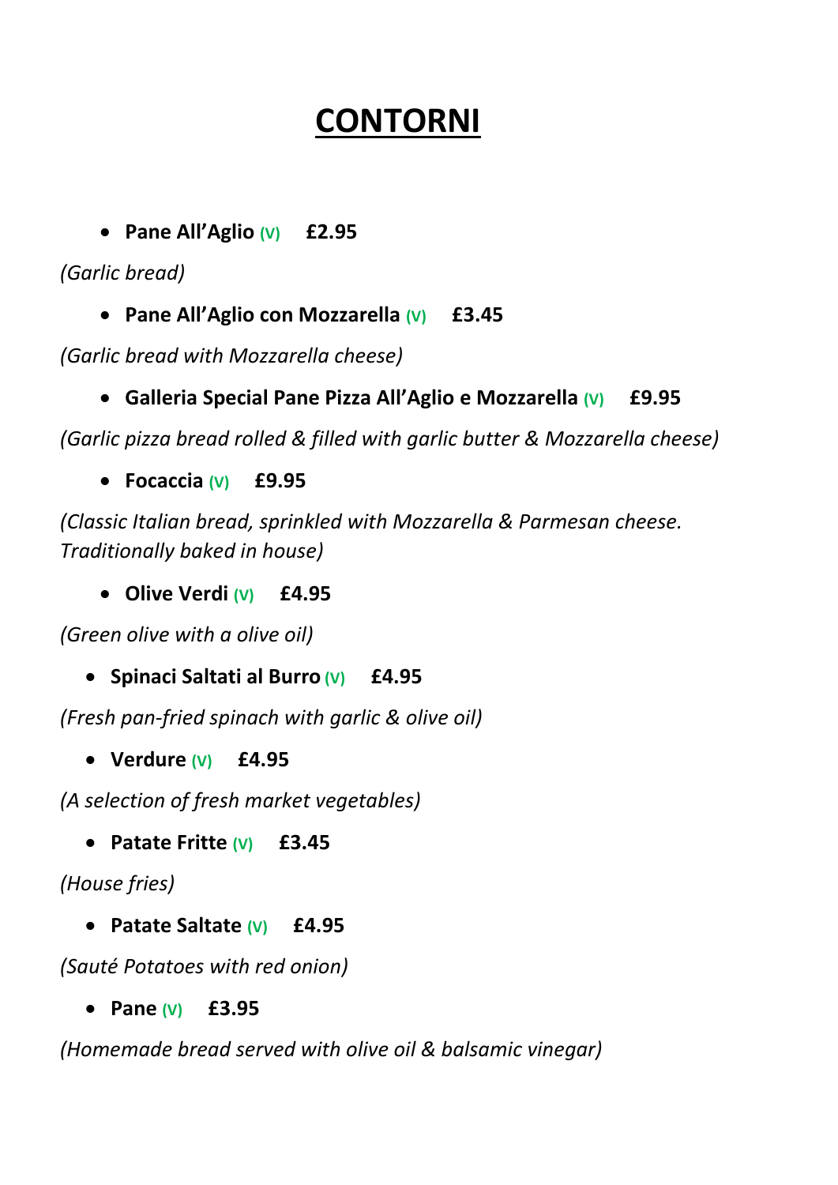# CONTORNI

- **Pane All'Aglio** (V) **£2.95**

*(Garlic bread)*

- **Pane All'Aglio con Mozzarella** (V) **£3.45**

*(Garlic bread with Mozzarella cheese)*

- **Galleria Special Pane Pizza All'Aglio e Mozzarella** (V) **£9.95**

*(Garlic pizza bread rolled & filled with garlic butter & Mozzarella cheese)*

- **Focaccia** (V) **£9.95**

*(Classic Italian bread, sprinkled with Mozzarella & Parmesan cheese. Traditionally baked in house)*

- **Olive Verdi** (V) **£4.95**

*(Green olive with a olive oil)*

- **Spinaci Saltati al Burro** (V) **£4.95**

*(Fresh pan-fried spinach with garlic & olive oil)*

- **Verdure** (V) **£4.95**

*(A selection of fresh market vegetables)*

- **Patate Fritte** (V) **£3.45**

*(House fries)*

- **Patate Saltate** (V) **£4.95**

*(Sauté Potatoes with red onion)*

- **Pane** (V) **£3.95**

*(Homemade bread served with olive oil & balsamic vinegar)*